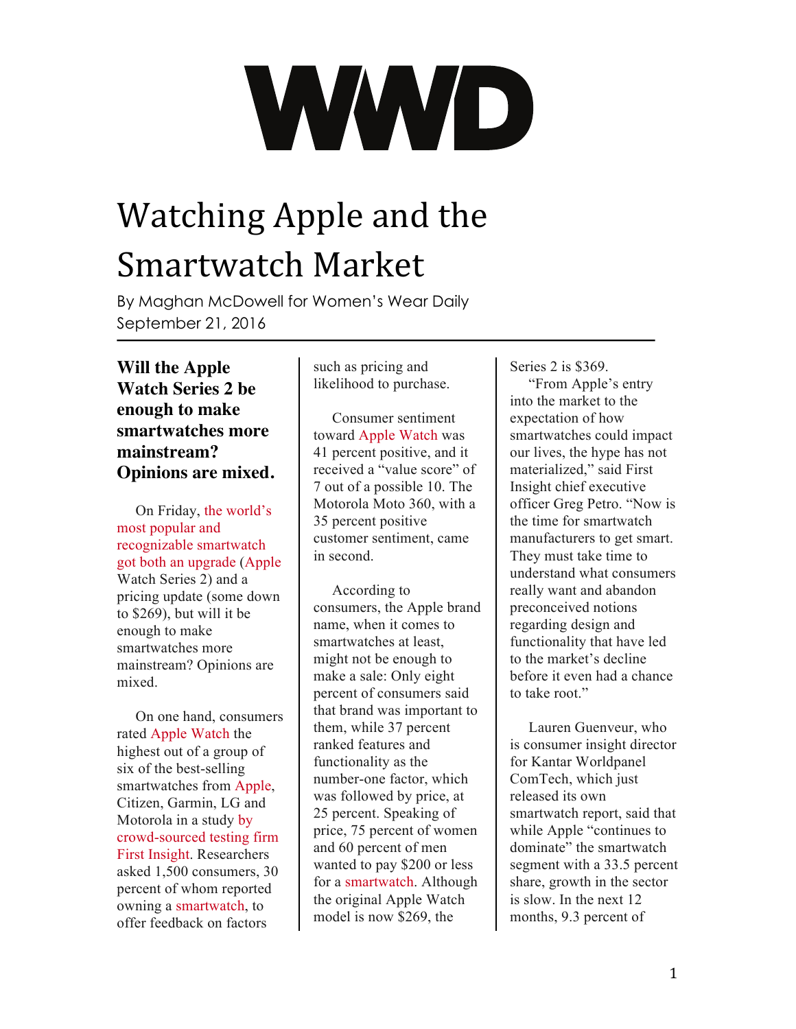# WWD

# Watching Apple and the Smartwatch Market

By Maghan McDowell for Women's Wear Daily
September 21, 2016

---

**Will the Apple Watch Series 2 be enough to make smartwatches more mainstream? Opinions are mixed.**

On Friday, the world's most popular and recognizable smartwatch got both an upgrade (Apple Watch Series 2) and a pricing update (some down to $269), but will it be enough to make smartwatches more mainstream? Opinions are mixed.

On one hand, consumers rated Apple Watch the highest out of a group of six of the best-selling smartwatches from Apple, Citizen, Garmin, LG and Motorola in a study by crowd-sourced testing firm First Insight. Researchers asked 1,500 consumers, 30 percent of whom reported owning a smartwatch, to offer feedback on factors such as pricing and likelihood to purchase.

Consumer sentiment toward Apple Watch was 41 percent positive, and it received a "value score" of 7 out of a possible 10. The Motorola Moto 360, with a 35 percent positive customer sentiment, came in second.

According to consumers, the Apple brand name, when it comes to smartwatches at least, might not be enough to make a sale: Only eight percent of consumers said that brand was important to them, while 37 percent ranked features and functionality as the number-one factor, which was followed by price, at 25 percent. Speaking of price, 75 percent of women and 60 percent of men wanted to pay $200 or less for a smartwatch. Although the original Apple Watch model is now $269, the Series 2 is $369.

"From Apple's entry into the market to the expectation of how smartwatches could impact our lives, the hype has not materialized," said First Insight chief executive officer Greg Petro. "Now is the time for smartwatch manufacturers to get smart. They must take time to understand what consumers really want and abandon preconceived notions regarding design and functionality that have led to the market's decline before it even had a chance to take root."

Lauren Guenveur, who is consumer insight director for Kantar Worldpanel ComTech, which just released its own smartwatch report, said that while Apple "continues to dominate" the smartwatch segment with a 33.5 percent share, growth in the sector is slow. In the next 12 months, 9.3 percent of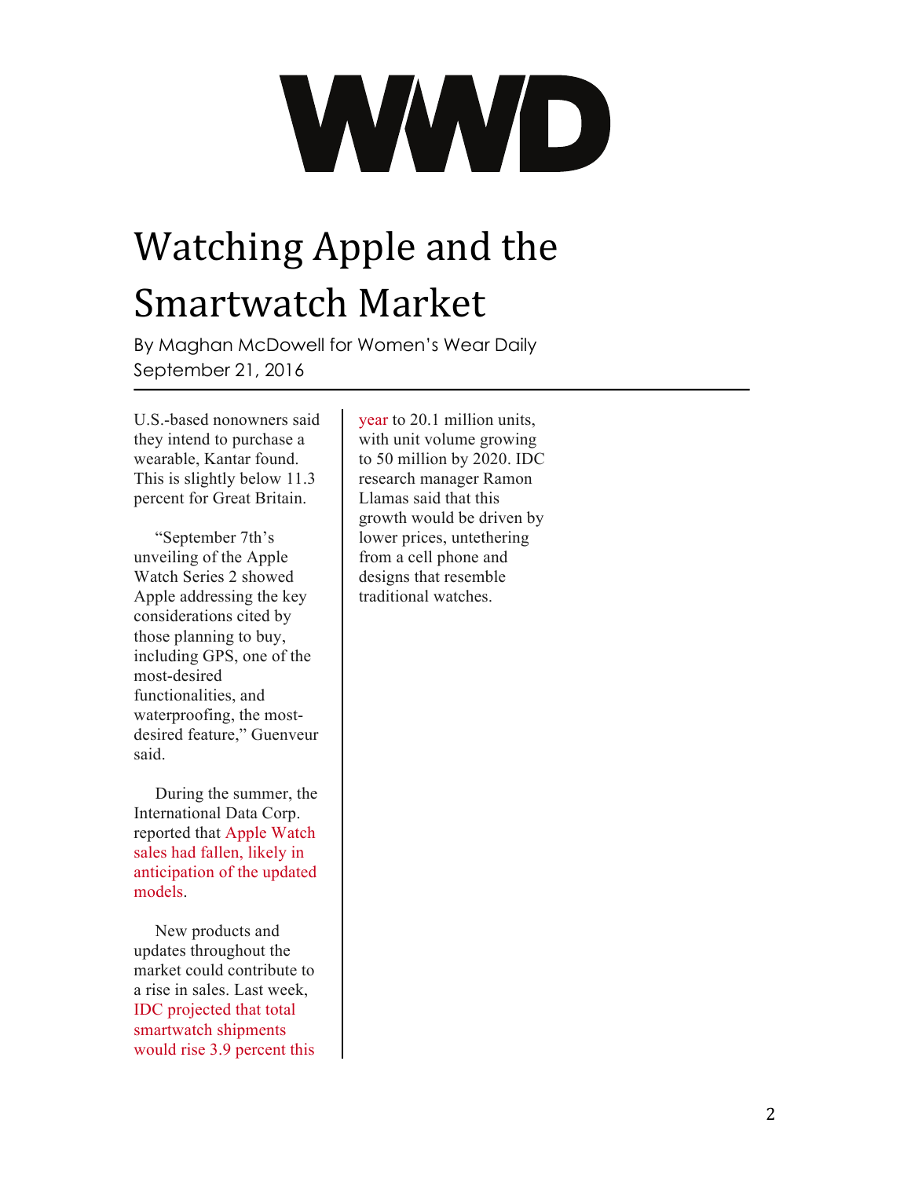# Watching Apple and the Smartwatch Market

By Maghan McDowell for Women's Wear Daily
September 21, 2016

U.S.-based nonowners said they intend to purchase a wearable, Kantar found. This is slightly below 11.3 percent for Great Britain.

"September 7th's unveiling of the Apple Watch Series 2 showed Apple addressing the key considerations cited by those planning to buy, including GPS, one of the most-desired functionalities, and waterproofing, the most-desired feature," Guenveur said.

During the summer, the International Data Corp. reported that Apple Watch sales had fallen, likely in anticipation of the updated models.

New products and updates throughout the market could contribute to a rise in sales. Last week, IDC projected that total smartwatch shipments would rise 3.9 percent this year to 20.1 million units, with unit volume growing to 50 million by 2020. IDC research manager Ramon Llamas said that this growth would be driven by lower prices, untethering from a cell phone and designs that resemble traditional watches.